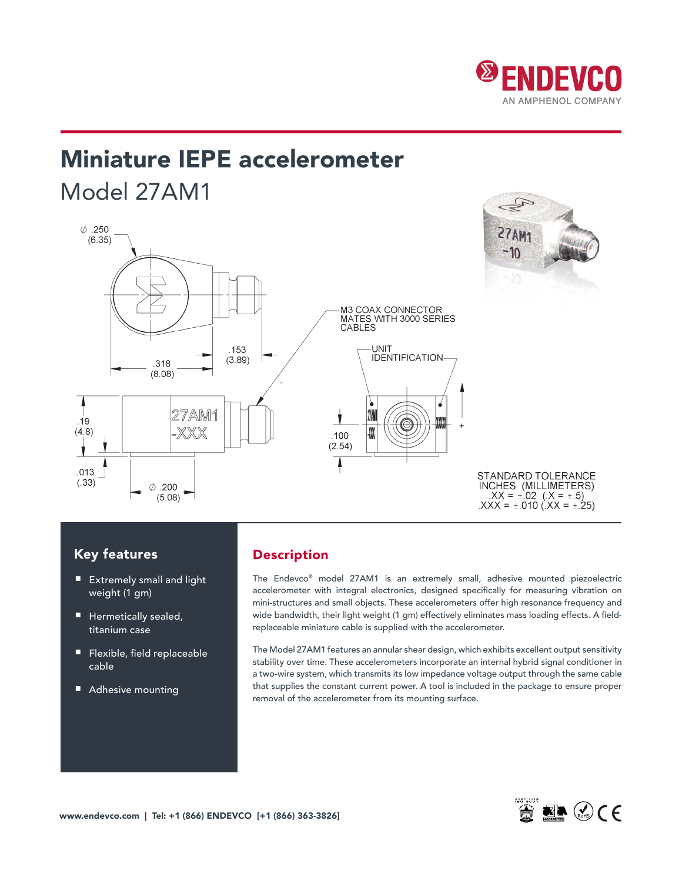ENDEVCO
AN AMPHENOL COMPANY

# Miniature IEPE accelerometer

## Model 27AM1

Ø .250 (6.35)

.318 (8.08)

.153 (3.89)

M3 COAX CONNECTOR MATES WITH 3000 SERIES CABLES

UNIT IDENTIFICATION

.19 (4.8)

.013 (.33)

Ø .200 (5.08)

.100 (2.54)

STANDARD TOLERANCE
INCHES (MILLIMETERS)
.XX = ±.02 (.X = ±.5)
.XXX = ±.010 (.XX = ±.25)

### Key features

- Extremely small and light weight (1 gm)
- Hermetically sealed, titanium case
- Flexible, field replaceable cable
- Adhesive mounting

### Description

The Endevco® model 27AM1 is an extremely small, adhesive mounted piezoelectric accelerometer with integral electronics, designed specifically for measuring vibration on mini-structures and small objects. These accelerometers offer high resonance frequency and wide bandwidth, their light weight (1 gm) effectively eliminates mass loading effects. A field-replaceable miniature cable is supplied with the accelerometer.

The Model 27AM1 features an annular shear design, which exhibits excellent output sensitivity stability over time. These accelerometers incorporate an internal hybrid signal conditioner in a two-wire system, which transmits its low impedance voltage output through the same cable that supplies the constant current power. A tool is included in the package to ensure proper removal of the accelerometer from its mounting surface.

www.endevco.com | Tel: +1 (866) ENDEVCO [+1 (866) 363-3826]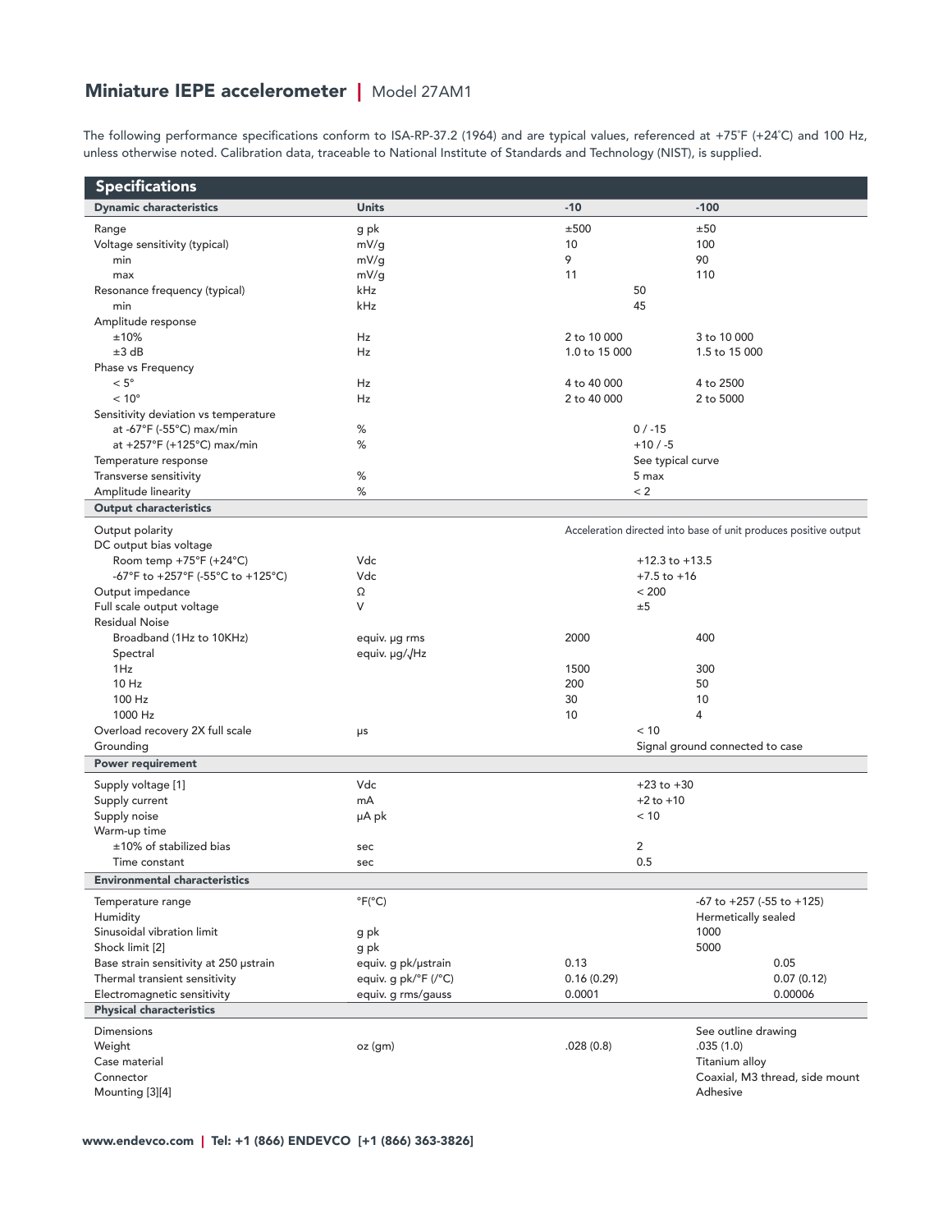## Miniature IEPE accelerometer | Model 27AM1

The following performance specifications conform to ISA-RP-37.2 (1964) and are typical values, referenced at +75˚F (+24˚C) and 100 Hz, unless otherwise noted. Calibration data, traceable to National Institute of Standards and Technology (NIST), is supplied.

| Specifications | | | |
|---|---|---|---|
| **Dynamic characteristics** | **Units** | **-10** | **-100** |
| Range | g pk | ±500 | ±50 |
| Voltage sensitivity (typical) | mV/g | 10 | 100 |
| min | mV/g | 9 | 90 |
| max | mV/g | 11 | 110 |
| Resonance frequency (typical) | kHz | 50 | |
| min | kHz | 45 | |
| Amplitude response | | | |
| ±10% | Hz | 2 to 10 000 | 3 to 10 000 |
| ±3 dB | Hz | 1.0 to 15 000 | 1.5 to 15 000 |
| Phase vs Frequency | | | |
| < 5° | Hz | 4 to 40 000 | 4 to 2500 |
| < 10° | Hz | 2 to 40 000 | 2 to 5000 |
| Sensitivity deviation vs temperature | | | |
| at -67°F (-55°C) max/min | % | 0 / -15 | |
| at +257°F (+125°C) max/min | % | +10 / -5 | |
| Temperature response | | See typical curve | |
| Transverse sensitivity | % | 5 max | |
| Amplitude linearity | % | < 2 | |
| **Output characteristics** | | | |
| Output polarity | | Acceleration directed into base of unit produces positive output | |
| DC output bias voltage | | | |
| Room temp +75°F (+24°C) | Vdc | +12.3 to +13.5 | |
| -67°F to +257°F (-55°C to +125°C) | Vdc | +7.5 to +16 | |
| Output impedance | Ω | < 200 | |
| Full scale output voltage | V | ±5 | |
| Residual Noise | | | |
| Broadband (1Hz to 10KHz) | equiv. µg rms | 2000 | 400 |
| Spectral | equiv. µg/√Hz | | |
| 1Hz | | 1500 | 300 |
| 10 Hz | | 200 | 50 |
| 100 Hz | | 30 | 10 |
| 1000 Hz | | 10 | 4 |
| Overload recovery 2X full scale | µs | < 10 | |
| Grounding | | Signal ground connected to case | |
| **Power requirement** | | | |
| Supply voltage [1] | Vdc | +23 to +30 | |
| Supply current | mA | +2 to +10 | |
| Supply noise | µA pk | < 10 | |
| Warm-up time | | | |
| ±10% of stabilized bias | sec | 2 | |
| Time constant | sec | 0.5 | |
| **Environmental characteristics** | | | |
| Temperature range | °F(°C) | -67 to +257 (-55 to +125) | |
| Humidity | | Hermetically sealed | |
| Sinusoidal vibration limit | g pk | 1000 | |
| Shock limit [2] | g pk | 5000 | |
| Base strain sensitivity at 250 µstrain | equiv. g pk/µstrain | 0.13 | 0.05 |
| Thermal transient sensitivity | equiv. g pk/°F (/°C) | 0.16 (0.29) | 0.07 (0.12) |
| Electromagnetic sensitivity | equiv. g rms/gauss | 0.0001 | 0.00006 |
| **Physical characteristics** | | | |
| Dimensions | | See outline drawing | |
| Weight | oz (gm) | .028 (0.8) | .035 (1.0) |
| Case material | | Titanium alloy | |
| Connector | | Coaxial, M3 thread, side mount | |
| Mounting [3][4] | | Adhesive | |

www.endevco.com | Tel: +1 (866) ENDEVCO [+1 (866) 363-3826]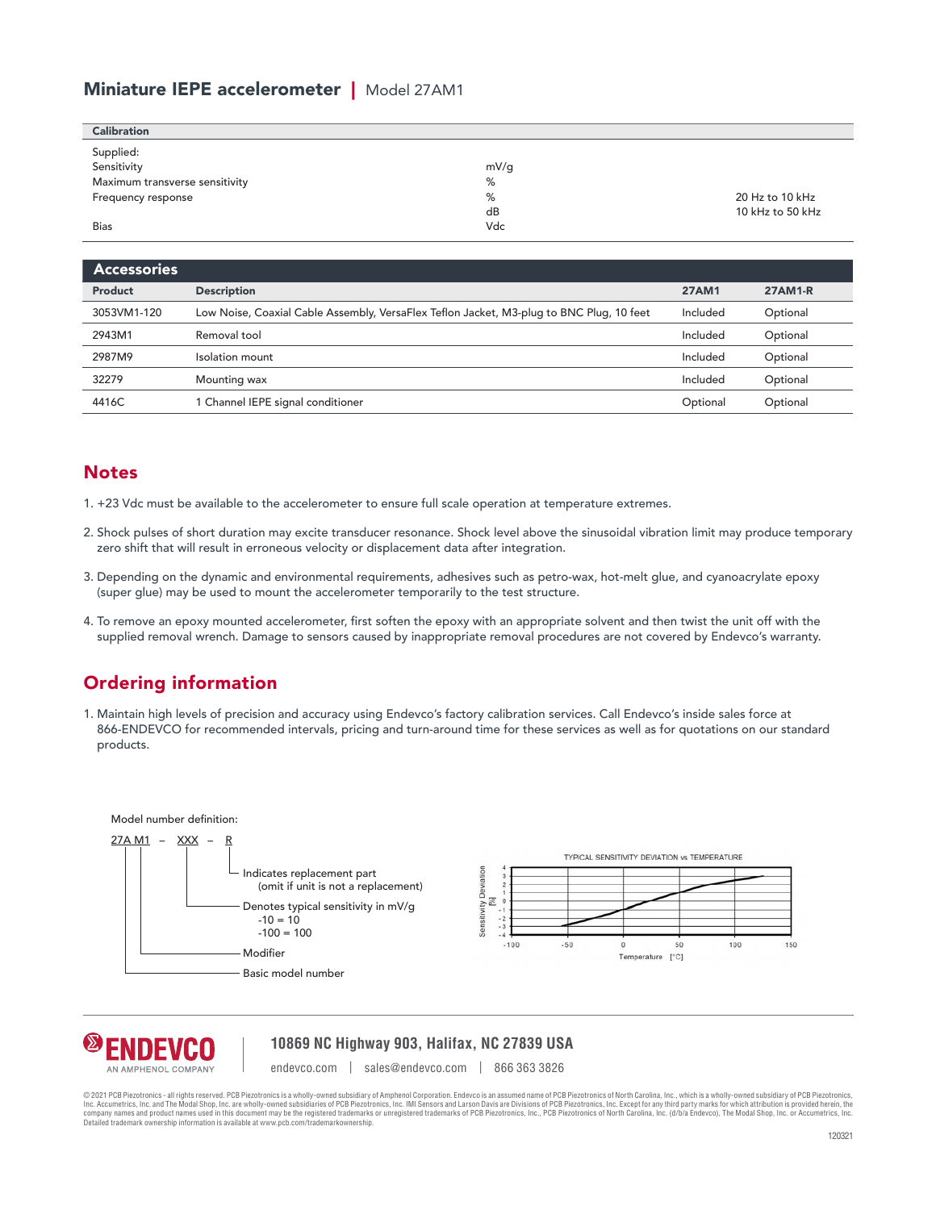# Miniature IEPE accelerometer | Model 27AM1

| Calibration | | |
|---|---|---|
| Supplied: | | |
| Sensitivity | mV/g | |
| Maximum transverse sensitivity | % | |
| Frequency response | % | 20 Hz to 10 kHz |
| | dB | 10 kHz to 50 kHz |
| Bias | Vdc | |

## Accessories

| Product | Description | 27AM1 | 27AM1-R |
|---|---|---|---|
| 3053VM1-120 | Low Noise, Coaxial Cable Assembly, VersaFlex Teflon Jacket, M3-plug to BNC Plug, 10 feet | Included | Optional |
| 2943M1 | Removal tool | Included | Optional |
| 2987M9 | Isolation mount | Included | Optional |
| 32279 | Mounting wax | Included | Optional |
| 4416C | 1 Channel IEPE signal conditioner | Optional | Optional |

## Notes

1. +23 Vdc must be available to the accelerometer to ensure full scale operation at temperature extremes.
2. Shock pulses of short duration may excite transducer resonance. Shock level above the sinusoidal vibration limit may produce temporary zero shift that will result in erroneous velocity or displacement data after integration.
3. Depending on the dynamic and environmental requirements, adhesives such as petro-wax, hot-melt glue, and cyanoacrylate epoxy (super glue) may be used to mount the accelerometer temporarily to the test structure.
4. To remove an epoxy mounted accelerometer, first soften the epoxy with an appropriate solvent and then twist the unit off with the supplied removal wrench. Damage to sensors caused by inappropriate removal procedures are not covered by Endevco's warranty.

## Ordering information

1. Maintain high levels of precision and accuracy using Endevco's factory calibration services. Call Endevco's inside sales force at 866-ENDEVCO for recommended intervals, pricing and turn-around time for these services as well as for quotations on our standard products.

Model number definition:

27A M1 – XXX – R

- R: Indicates replacement part (omit if unit is not a replacement)
- XXX: Denotes typical sensitivity in mV/g
  - -10 = 10
  - -100 = 100
- M1: Modifier
- 27A: Basic model number

TYPICAL SENSITIVITY DEVIATION vs TEMPERATURE

Sensitivity Deviation [%]

4, 3, 2, 1, 0, -1, -2, -3, -4

-100, -50, 0, 50, 100, 150

Temperature [°C]

ENDEVCO
AN AMPHENOL COMPANY

**10869 NC Highway 903, Halifax, NC 27839 USA**

endevco.com | sales@endevco.com | 866 363 3826

© 2021 PCB Piezotronics - all rights reserved. PCB Piezotronics is a wholly-owned subsidiary of Amphenol Corporation. Endevco is an assumed name of PCB Piezotronics of North Carolina, Inc., which is a wholly-owned subsidiary of PCB Piezotronics, Inc. Accumetrics, Inc. and The Modal Shop, Inc. are wholly-owned subsidiaries of PCB Piezotronics, Inc. IMI Sensors and Larson Davis are Divisions of PCB Piezotronics, Inc. Except for any third party marks for which attribution is provided herein, the company names and product names used in this document may be the registered trademarks or unregistered trademarks of PCB Piezotronics, Inc., PCB Piezotronics of North Carolina, Inc. (d/b/a Endevco), The Modal Shop, Inc. or Accumetrics, Inc. Detailed trademark ownership information is available at www.pcb.com/trademarkownership.

120321